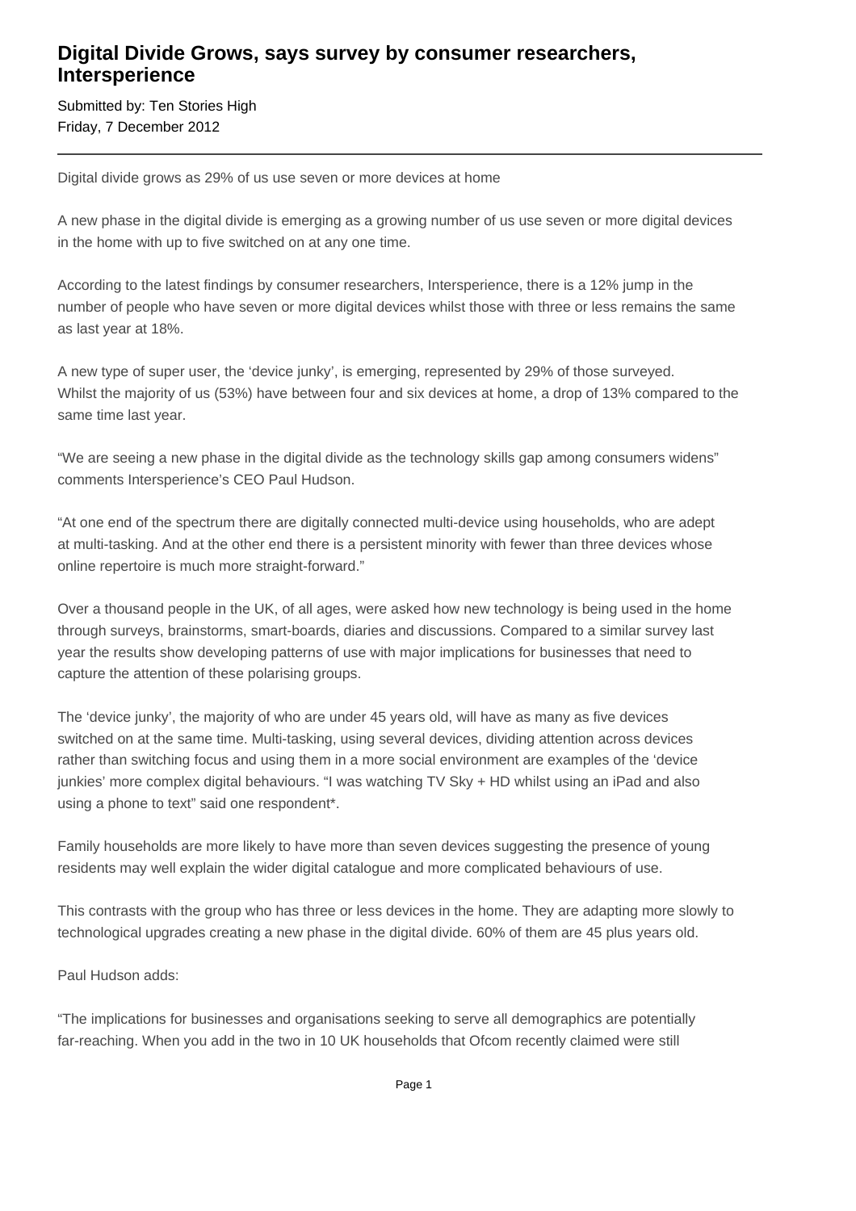# Digital Divide Grows, says survey by consumer researchers, Interesperience

Submitted by: Ten Stories High
Friday, 7 December 2012

---

Digital divide grows as 29% of us use seven or more devices at home

A new phase in the digital divide is emerging as a growing number of us use seven or more digital devices in the home with up to five switched on at any one time.

According to the latest findings by consumer researchers, Intersperience, there is a 12% jump in the number of people who have seven or more digital devices whilst those with three or less remains the same as last year at 18%.

A new type of super user, the 'device junky', is emerging, represented by 29% of those surveyed. Whilst the majority of us (53%) have between four and six devices at home, a drop of 13% compared to the same time last year.

"We are seeing a new phase in the digital divide as the technology skills gap among consumers widens" comments Intersperience's CEO Paul Hudson.

"At one end of the spectrum there are digitally connected multi-device using households, who are adept at multi-tasking. And at the other end there is a persistent minority with fewer than three devices whose online repertoire is much more straight-forward."

Over a thousand people in the UK, of all ages, were asked how new technology is being used in the home through surveys, brainstorms, smart-boards, diaries and discussions. Compared to a similar survey last year the results show developing patterns of use with major implications for businesses that need to capture the attention of these polarising groups.

The 'device junky', the majority of who are under 45 years old, will have as many as five devices switched on at the same time. Multi-tasking, using several devices, dividing attention across devices rather than switching focus and using them in a more social environment are examples of the 'device junkies' more complex digital behaviours. "I was watching TV Sky + HD whilst using an iPad and also using a phone to text" said one respondent*.

Family households are more likely to have more than seven devices suggesting the presence of young residents may well explain the wider digital catalogue and more complicated behaviours of use.

This contrasts with the group who has three or less devices in the home. They are adapting more slowly to technological upgrades creating a new phase in the digital divide. 60% of them are 45 plus years old.

Paul Hudson adds:

"The implications for businesses and organisations seeking to serve all demographics are potentially far-reaching. When you add in the two in 10 UK households that Ofcom recently claimed were still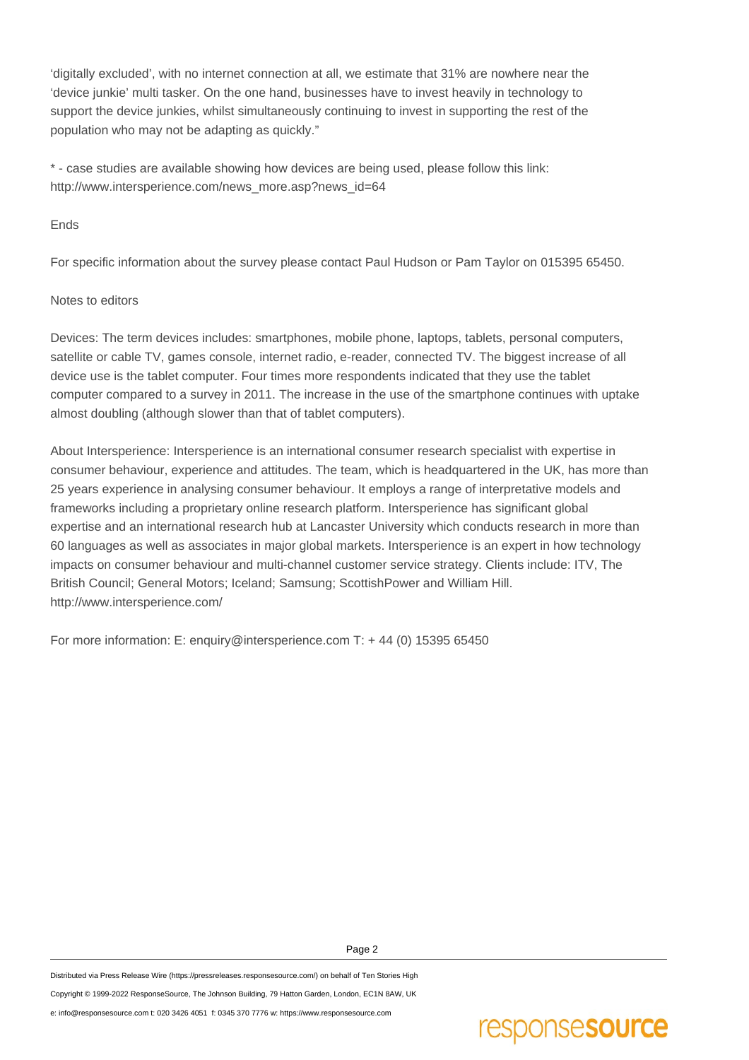'digitally excluded', with no internet connection at all, we estimate that 31% are nowhere near the 'device junkie' multi tasker. On the one hand, businesses have to invest heavily in technology to support the device junkies, whilst simultaneously continuing to invest in supporting the rest of the population who may not be adapting as quickly."

* - case studies are available showing how devices are being used, please follow this link: http://www.intersperience.com/news_more.asp?news_id=64

Ends

For specific information about the survey please contact Paul Hudson or Pam Taylor on 015395 65450.

Notes to editors

Devices: The term devices includes: smartphones, mobile phone, laptops, tablets, personal computers, satellite or cable TV, games console, internet radio, e-reader, connected TV. The biggest increase of all device use is the tablet computer. Four times more respondents indicated that they use the tablet computer compared to a survey in 2011. The increase in the use of the smartphone continues with uptake almost doubling (although slower than that of tablet computers).

About Intersperience: Intersperience is an international consumer research specialist with expertise in consumer behaviour, experience and attitudes. The team, which is headquartered in the UK, has more than 25 years experience in analysing consumer behaviour. It employs a range of interpretative models and frameworks including a proprietary online research platform. Intersperience has significant global expertise and an international research hub at Lancaster University which conducts research in more than 60 languages as well as associates in major global markets. Intersperience is an expert in how technology impacts on consumer behaviour and multi-channel customer service strategy. Clients include: ITV, The British Council; General Motors; Iceland; Samsung; ScottishPower and William Hill. http://www.intersperience.com/

For more information: E: enquiry@intersperience.com T: + 44 (0) 15395 65450